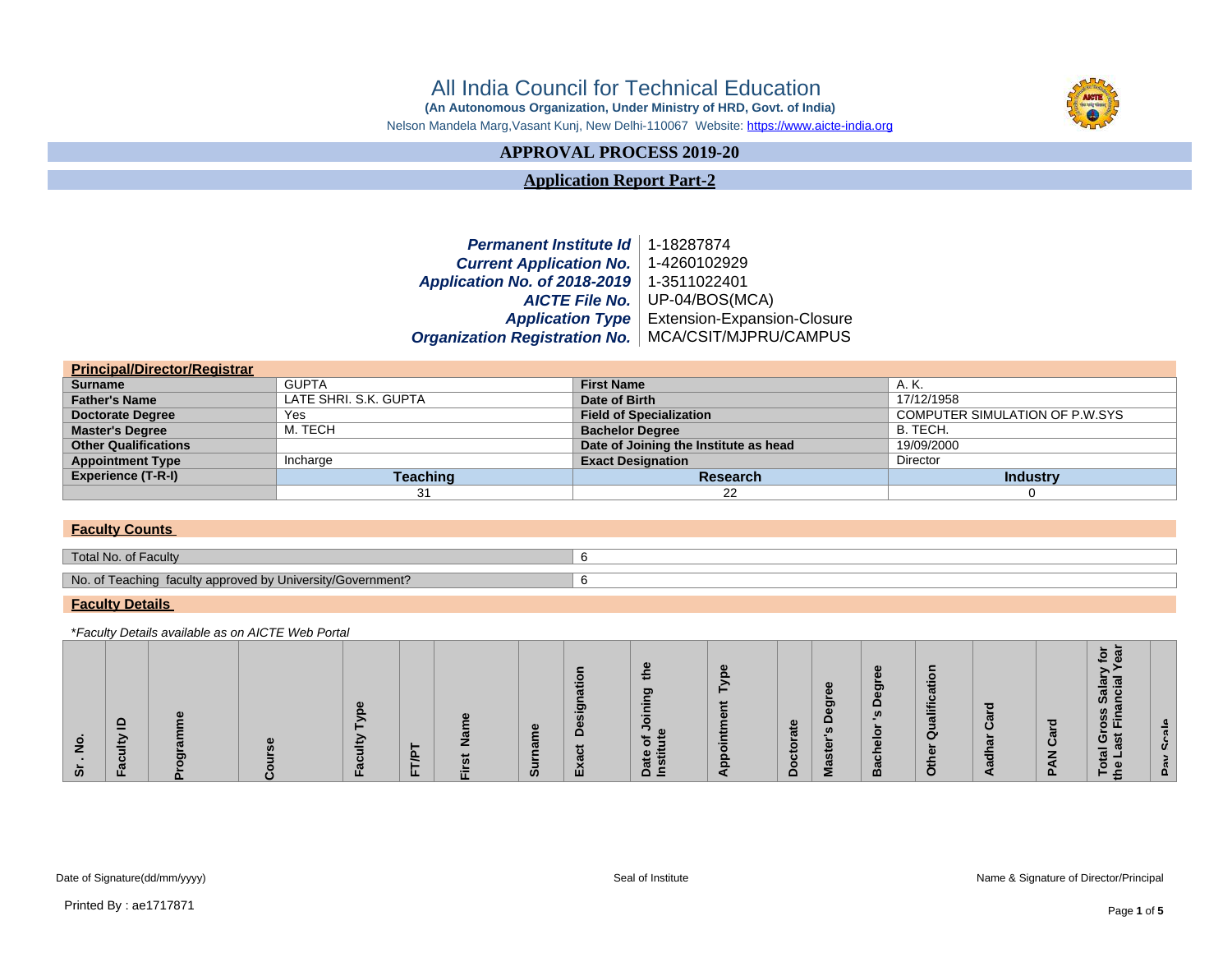# All India Council for Technical Education

**(An Autonomous Organization, Under Ministry of HRD, Govt. of India)**

Nelson Mandela Marg,Vasant Kunj, New Delhi-110067 Website: https://www.aicte-india.org

## APPROVAL PROCESS 2019-20

## Application Report Part-2

| | |
|---|---|
| ***Permanent Institute Id*** | 1-18287874 |
| ***Current Application No.*** | 1-4260102929 |
| ***Application No. of 2018-2019*** | 1-3511022401 |
| ***AICTE File No.*** | UP-04/BOS(MCA) |
| ***Application Type*** | Extension-Expansion-Closure |
| ***Organization Registration No.*** | MCA/CSIT/MJPRU/CAMPUS |

### Principal/Director/Registrar

| | | | |
|---|---|---|---|
| **Surname** | GUPTA | **First Name** | A. K. |
| **Father's Name** | LATE SHRI. S.K. GUPTA | **Date of Birth** | 17/12/1958 |
| **Doctorate Degree** | Yes | **Field of Specialization** | COMPUTER SIMULATION OF P.W.SYS |
| **Master's Degree** | M. TECH | **Bachelor Degree** | B. TECH. |
| **Other Qualifications** | | **Date of Joining the Institute as head** | 19/09/2000 |
| **Appointment Type** | Incharge | **Exact Designation** | Director |
| **Experience (T-R-I)** | **Teaching** | **Research** | **Industry** |
| | 31 | 22 | 0 |

### Faculty Counts

| | |
|---|---|
| Total No. of Faculty | 6 |
| No. of Teaching faculty approved by University/Government? | 6 |

### Faculty Details

*\*Faculty Details available as on AICTE Web Portal*

| Sr . No. | Faculty ID | Programme | Course | Faculty Type | FT/PT | First Name | Surname | Exact Designation | Date of Joining the Institute | Appointment Type | Doctorate | Master's Degree | Bachelor 's Degree | Other Qualification | Aadhar Card | PAN Card | Total Gross Salary for the Last Financial Year | Pay Scale |
|---|---|---|---|---|---|---|---|---|---|---|---|---|---|---|---|---|---|---|

Date of Signature(dd/mm/yyyy) Seal of Institute Name & Signature of Director/Principal

Printed By : ae1717871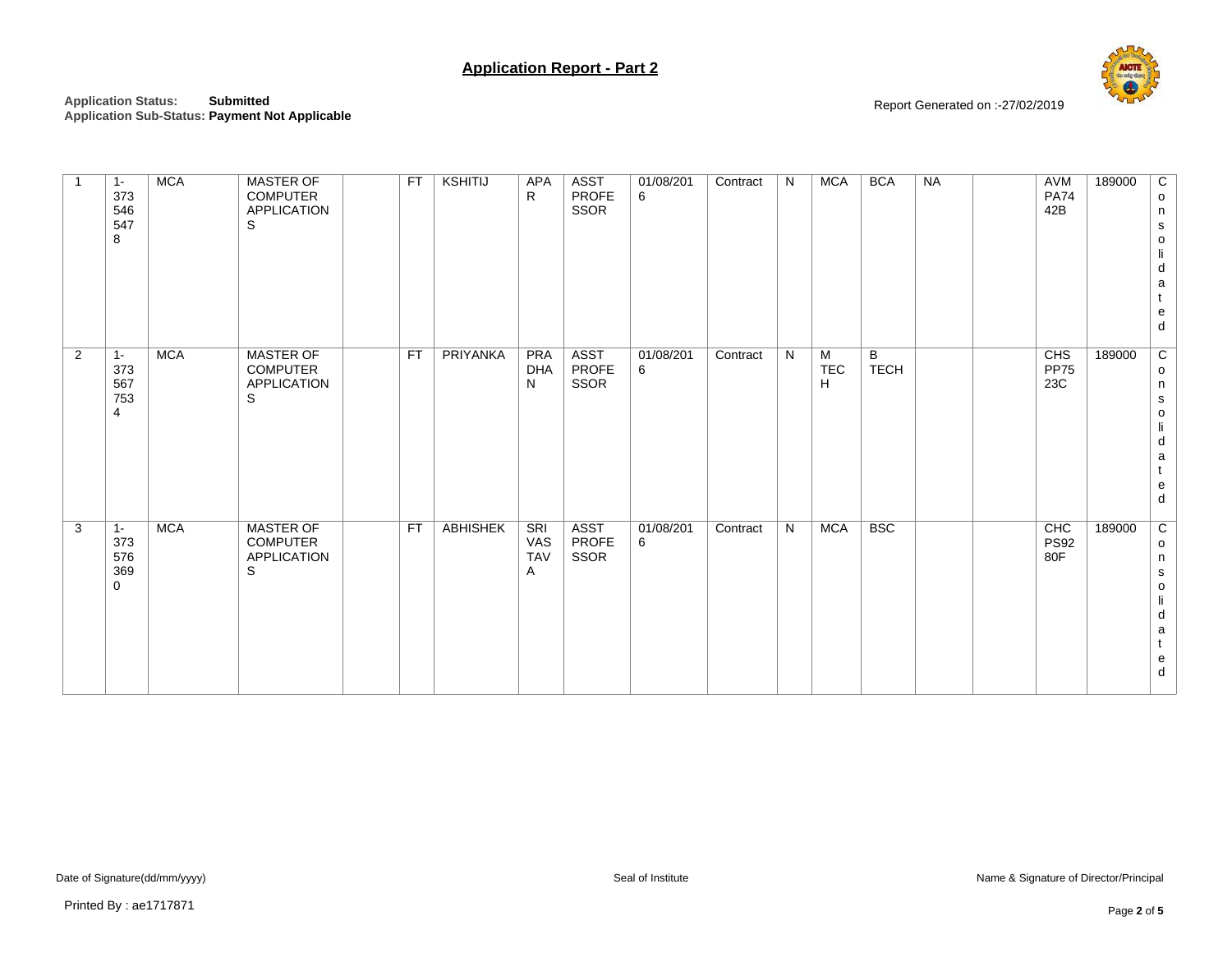## Application Report - Part 2

**Application Status:** **Submitted**
**Application Sub-Status: Payment Not Applicable**

Report Generated on :-27/02/2019

| | | | | | | | | | | | | | | | | | | |
|---|---|---|---|---|---|---|---|---|---|---|---|---|---|---|---|---|---|---|
| 1 | 1-3735465478 | MCA | MASTER OF COMPUTER APPLICATIONS | | FT | KSHITIJ | APAR | ASST PROFESSOR | 01/08/2016 | Contract | N | MCA | BCA | NA | | AVMPA7442B | 189000 | Consolidated |
| 2 | 1-3735677534 | MCA | MASTER OF COMPUTER APPLICATIONS | | FT | PRIYANKA | PRADHAN | ASST PROFESSOR | 01/08/2016 | Contract | N | M TECH | B TECH | | | CHSPP7523C | 189000 | Consolidated |
| 3 | 1-3735763690 | MCA | MASTER OF COMPUTER APPLICATIONS | | FT | ABHISHEK | SRIVASTAVA | ASST PROFESSOR | 01/08/2016 | Contract | N | MCA | BSC | | | CHCPS9280F | 189000 | Consolidated |

Date of Signature(dd/mm/yyyy) | Seal of Institute | Name & Signature of Director/Principal

Printed By : ae1717871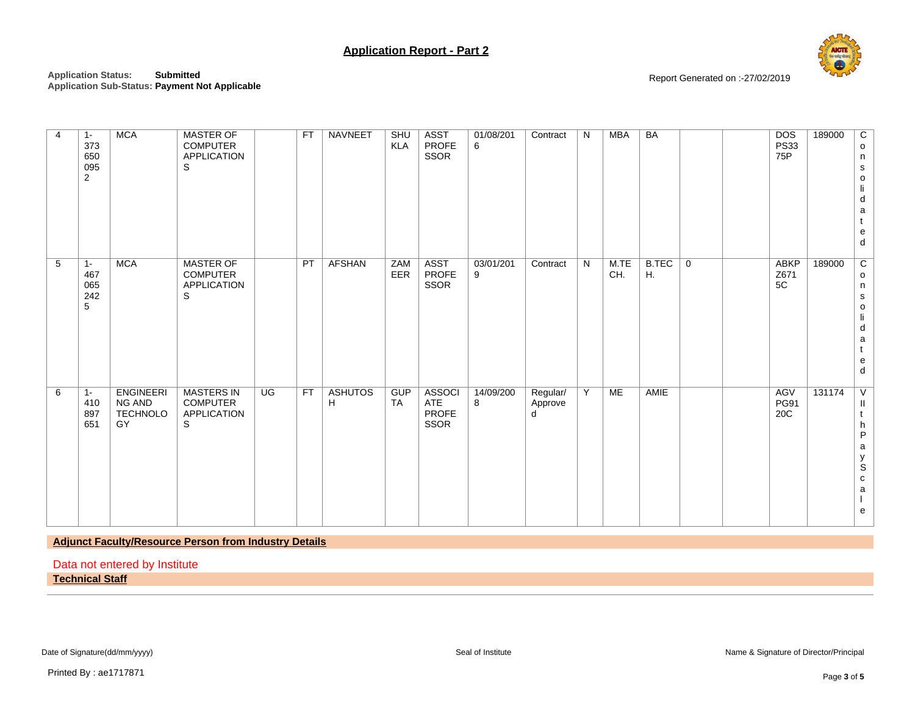# Application Report - Part 2

**Application Status:** **Submitted**
**Application Sub-Status:** **Payment Not Applicable**

Report Generated on :-27/02/2019

| | | | | | | | | | | | | | | | | | | |
|---|---|---|---|---|---|---|---|---|---|---|---|---|---|---|---|---|---|---|
| 4 | 1-3736500952 | MCA | MASTER OF COMPUTER APPLICATIONS | | FT | NAVNEET | SHUKLA | ASST PROFESSOR | 01/08/2016 | Contract | N | MBA | BA | | | DOSPS3375P | 189000 | Consolidated |
| 5 | 1-4670652425 | MCA | MASTER OF COMPUTER APPLICATIONS | | PT | AFSHAN | ZAMEER | ASST PROFESSOR | 03/01/2019 | Contract | N | M.TECH. | B.TECH. | 0 | | ABKPZ6715C | 189000 | Consolidated |
| 6 | 1-410897651 | ENGINEERING AND TECHNOLOGY | MASTERS IN COMPUTER APPLICATIONS | UG | FT | ASHUTOSH | GUPTA | ASSOCIATE PROFESSOR | 14/09/2008 | Regular/Approved | Y | ME | AMIE | | | AGVPG9120C | 131174 | VIIthPayScale |

**Adjunct Faculty/Resource Person from Industry Details**

Data not entered by Institute

**Technical Staff**

Date of Signature(dd/mm/yyyy) Seal of Institute Name & Signature of Director/Principal

Printed By : ae1717871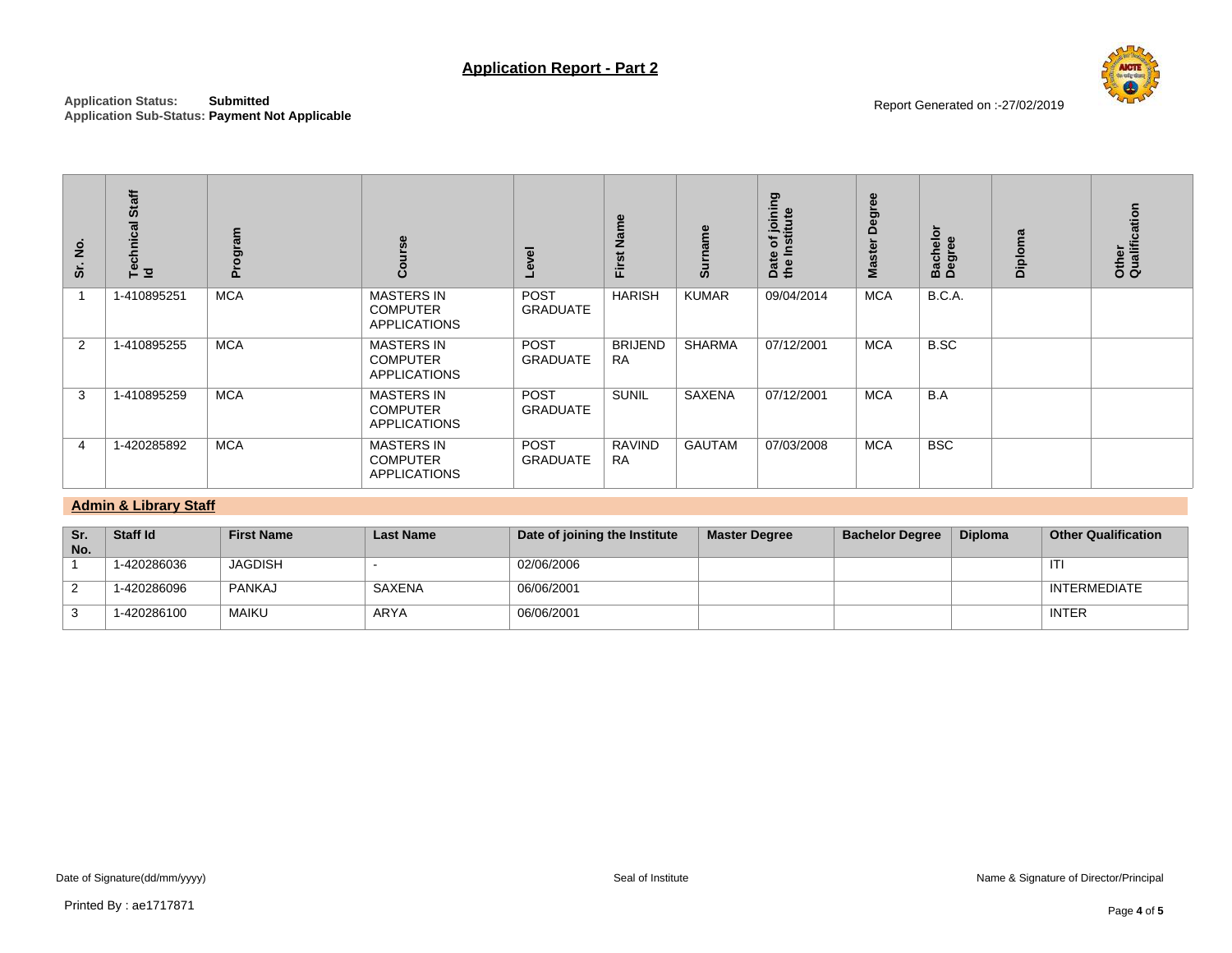# Application Report - Part 2

**Application Status:** **Submitted**
**Application Sub-Status:** **Payment Not Applicable**

Report Generated on :-27/02/2019

| Sr. No. | Technical Staff Id | Program | Course | Level | First Name | Surname | Date of joining the Institute | Master Degree | Bachelor Degree | Diploma | Other Qualification |
|---|---|---|---|---|---|---|---|---|---|---|---|
| 1 | 1-410895251 | MCA | MASTERS IN COMPUTER APPLICATIONS | POST GRADUATE | HARISH | KUMAR | 09/04/2014 | MCA | B.C.A. | | |
| 2 | 1-410895255 | MCA | MASTERS IN COMPUTER APPLICATIONS | POST GRADUATE | BRIJENDRA | SHARMA | 07/12/2001 | MCA | B.SC | | |
| 3 | 1-410895259 | MCA | MASTERS IN COMPUTER APPLICATIONS | POST GRADUATE | SUNIL | SAXENA | 07/12/2001 | MCA | B.A | | |
| 4 | 1-420285892 | MCA | MASTERS IN COMPUTER APPLICATIONS | POST GRADUATE | RAVINDRA | GAUTAM | 07/03/2008 | MCA | BSC | | |

## Admin & Library Staff

| Sr. No. | Staff Id | First Name | Last Name | Date of joining the Institute | Master Degree | Bachelor Degree | Diploma | Other Qualification |
|---|---|---|---|---|---|---|---|---|
| 1 | 1-420286036 | JAGDISH | - | 02/06/2006 | | | | ITI |
| 2 | 1-420286096 | PANKAJ | SAXENA | 06/06/2001 | | | | INTERMEDIATE |
| 3 | 1-420286100 | MAIKU | ARYA | 06/06/2001 | | | | INTER |

Date of Signature(dd/mm/yyyy)    Seal of Institute    Name & Signature of Director/Principal

Printed By : ae1717871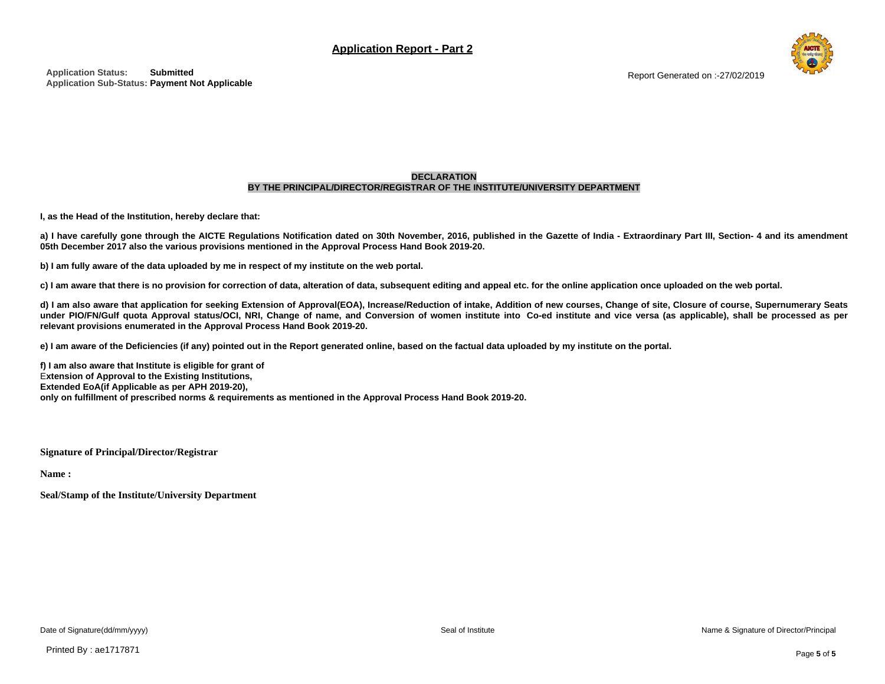## Application Report - Part 2

**Application Status:** **Submitted**
**Application Sub-Status:** **Payment Not Applicable**

Report Generated on :-27/02/2019

**DECLARATION**
**BY THE PRINCIPAL/DIRECTOR/REGISTRAR OF THE INSTITUTE/UNIVERSITY DEPARTMENT**

**I, as the Head of the Institution, hereby declare that:**

**a) I have carefully gone through the AICTE Regulations Notification dated on 30th November, 2016, published in the Gazette of India - Extraordinary Part III, Section- 4 and its amendment 05th December 2017 also the various provisions mentioned in the Approval Process Hand Book 2019-20.**

**b) I am fully aware of the data uploaded by me in respect of my institute on the web portal.**

**c) I am aware that there is no provision for correction of data, alteration of data, subsequent editing and appeal etc. for the online application once uploaded on the web portal.**

**d) I am also aware that application for seeking Extension of Approval(EOA), Increase/Reduction of intake, Addition of new courses, Change of site, Closure of course, Supernumerary Seats under PIO/FN/Gulf quota Approval status/OCI, NRI, Change of name, and Conversion of women institute into Co-ed institute and vice versa (as applicable), shall be processed as per relevant provisions enumerated in the Approval Process Hand Book 2019-20.**

**e) I am aware of the Deficiencies (if any) pointed out in the Report generated online, based on the factual data uploaded by my institute on the portal.**

**f) I am also aware that Institute is eligible for grant of**
E**xtension of Approval to the Existing Institutions,**
**Extended EoA(if Applicable as per APH 2019-20),**
**only on fulfillment of prescribed norms & requirements as mentioned in the Approval Process Hand Book 2019-20.**

**Signature of Principal/Director/Registrar**

**Name :**

**Seal/Stamp of the Institute/University Department**

Date of Signature(dd/mm/yyyy) | Seal of Institute | Name & Signature of Director/Principal

Printed By : ae1717871